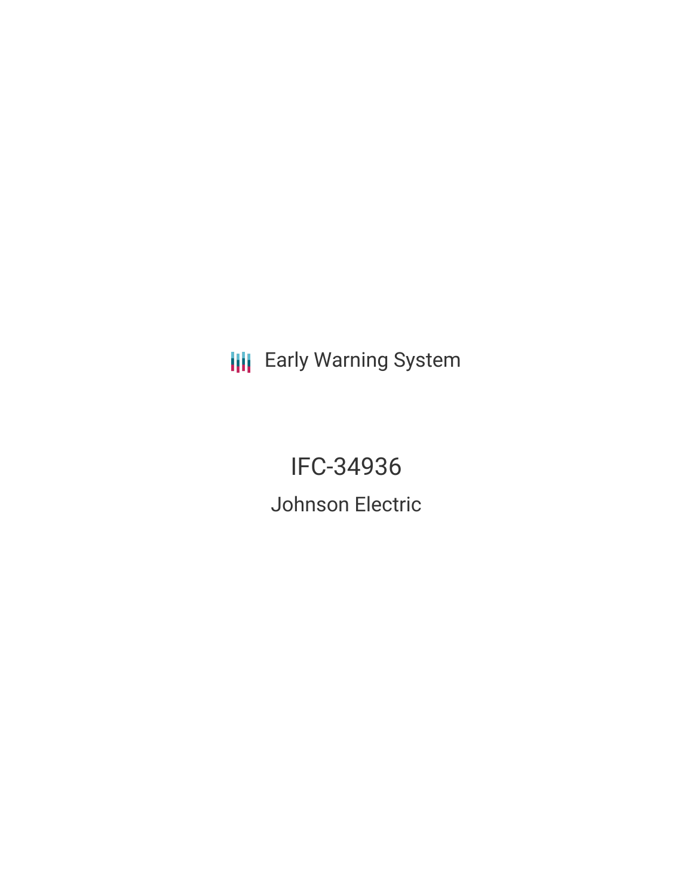Early Warning System

# IFC-34936

## Johnson Electric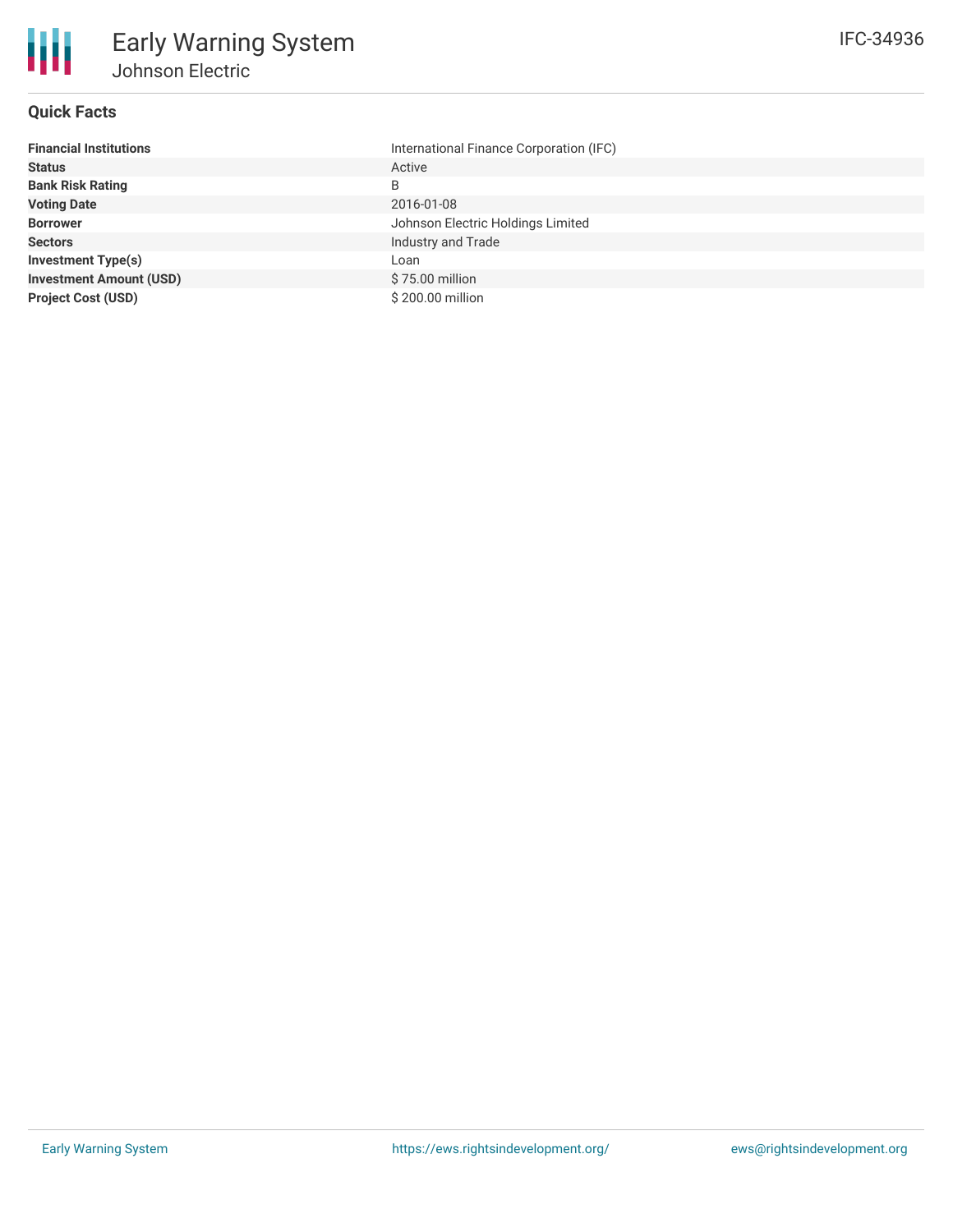# Early Warning System

## Johnson Electric

IFC-34936

### Quick Facts

| | |
|---|---|
| **Financial Institutions** | International Finance Corporation (IFC) |
| **Status** | Active |
| **Bank Risk Rating** | B |
| **Voting Date** | 2016-01-08 |
| **Borrower** | Johnson Electric Holdings Limited |
| **Sectors** | Industry and Trade |
| **Investment Type(s)** | Loan |
| **Investment Amount (USD)** | $ 75.00 million |
| **Project Cost (USD)** | $ 200.00 million |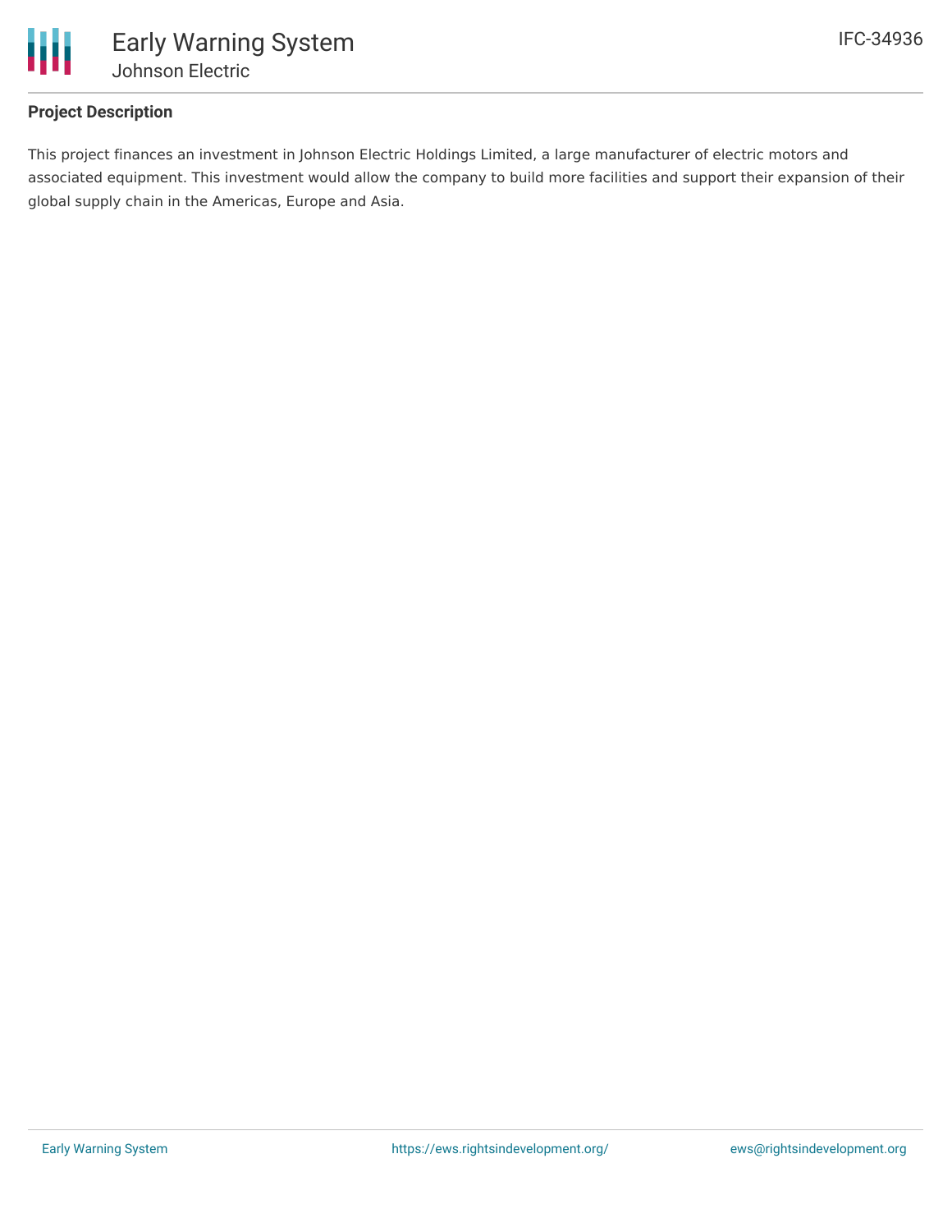**Project Description**

This project finances an investment in Johnson Electric Holdings Limited, a large manufacturer of electric motors and associated equipment. This investment would allow the company to build more facilities and support their expansion of their global supply chain in the Americas, Europe and Asia.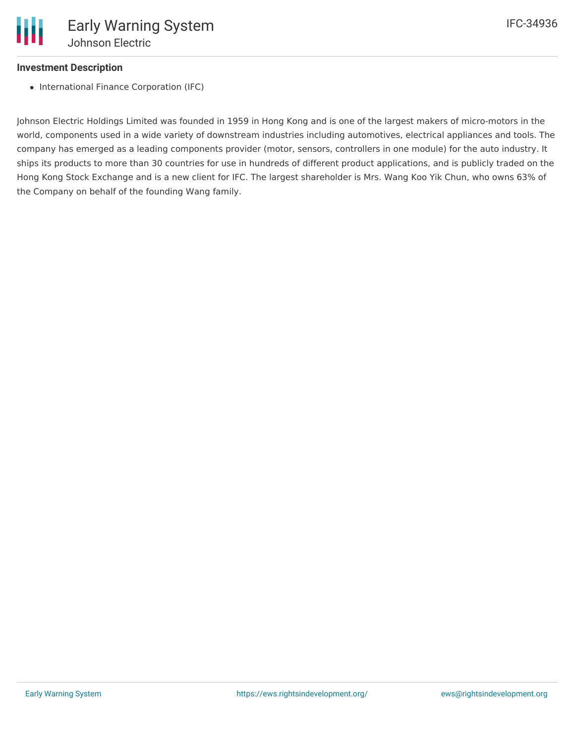### Investment Description

- International Finance Corporation (IFC)

Johnson Electric Holdings Limited was founded in 1959 in Hong Kong and is one of the largest makers of micro-motors in the world, components used in a wide variety of downstream industries including automotives, electrical appliances and tools. The company has emerged as a leading components provider (motor, sensors, controllers in one module) for the auto industry. It ships its products to more than 30 countries for use in hundreds of different product applications, and is publicly traded on the Hong Kong Stock Exchange and is a new client for IFC. The largest shareholder is Mrs. Wang Koo Yik Chun, who owns 63% of the Company on behalf of the founding Wang family.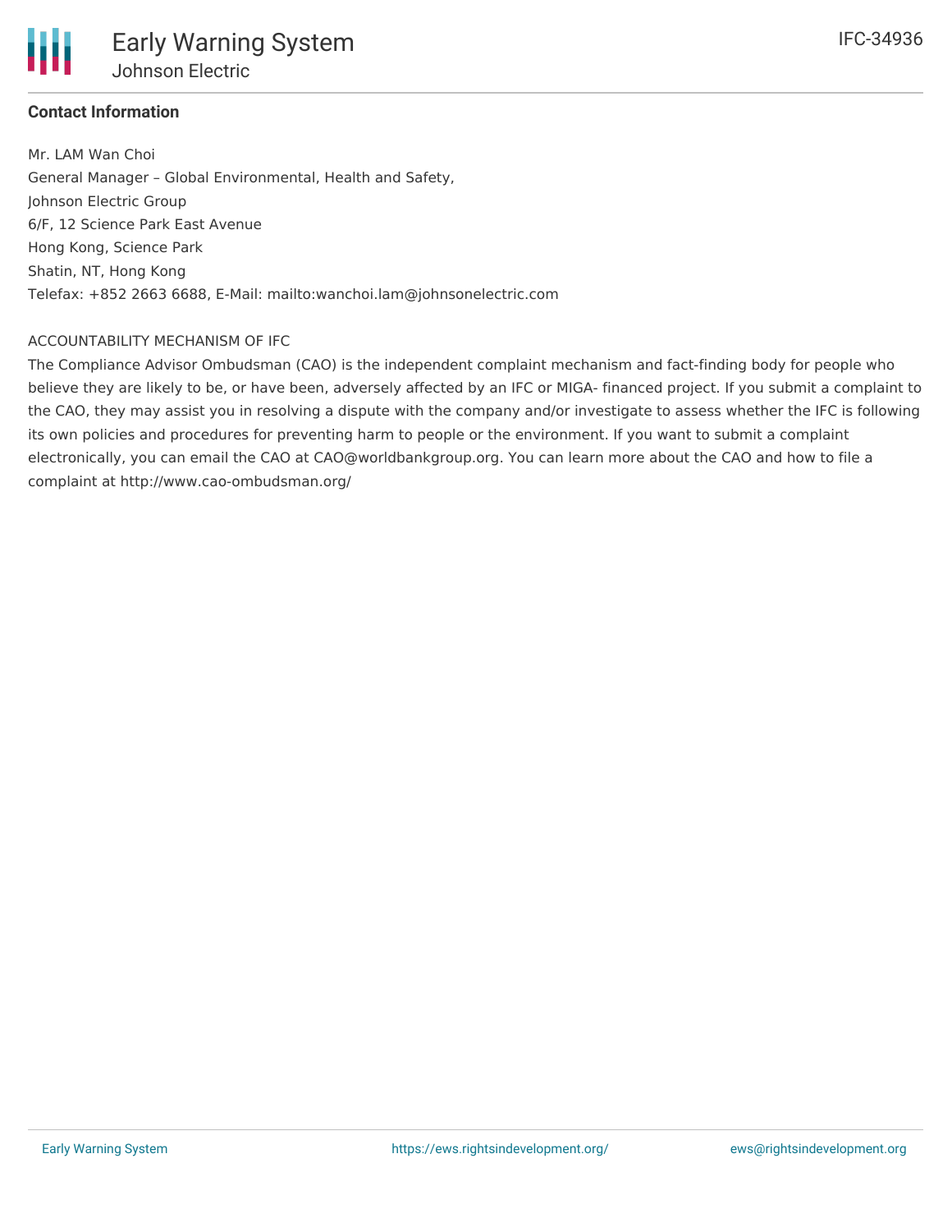**Contact Information**

Mr. LAM Wan Choi
General Manager – Global Environmental, Health and Safety,
Johnson Electric Group
6/F, 12 Science Park East Avenue
Hong Kong, Science Park
Shatin, NT, Hong Kong
Telefax: +852 2663 6688, E-Mail: mailto:wanchoi.lam@johnsonelectric.com

ACCOUNTABILITY MECHANISM OF IFC

The Compliance Advisor Ombudsman (CAO) is the independent complaint mechanism and fact-finding body for people who believe they are likely to be, or have been, adversely affected by an IFC or MIGA- financed project. If you submit a complaint to the CAO, they may assist you in resolving a dispute with the company and/or investigate to assess whether the IFC is following its own policies and procedures for preventing harm to people or the environment. If you want to submit a complaint electronically, you can email the CAO at CAO@worldbankgroup.org. You can learn more about the CAO and how to file a complaint at http://www.cao-ombudsman.org/